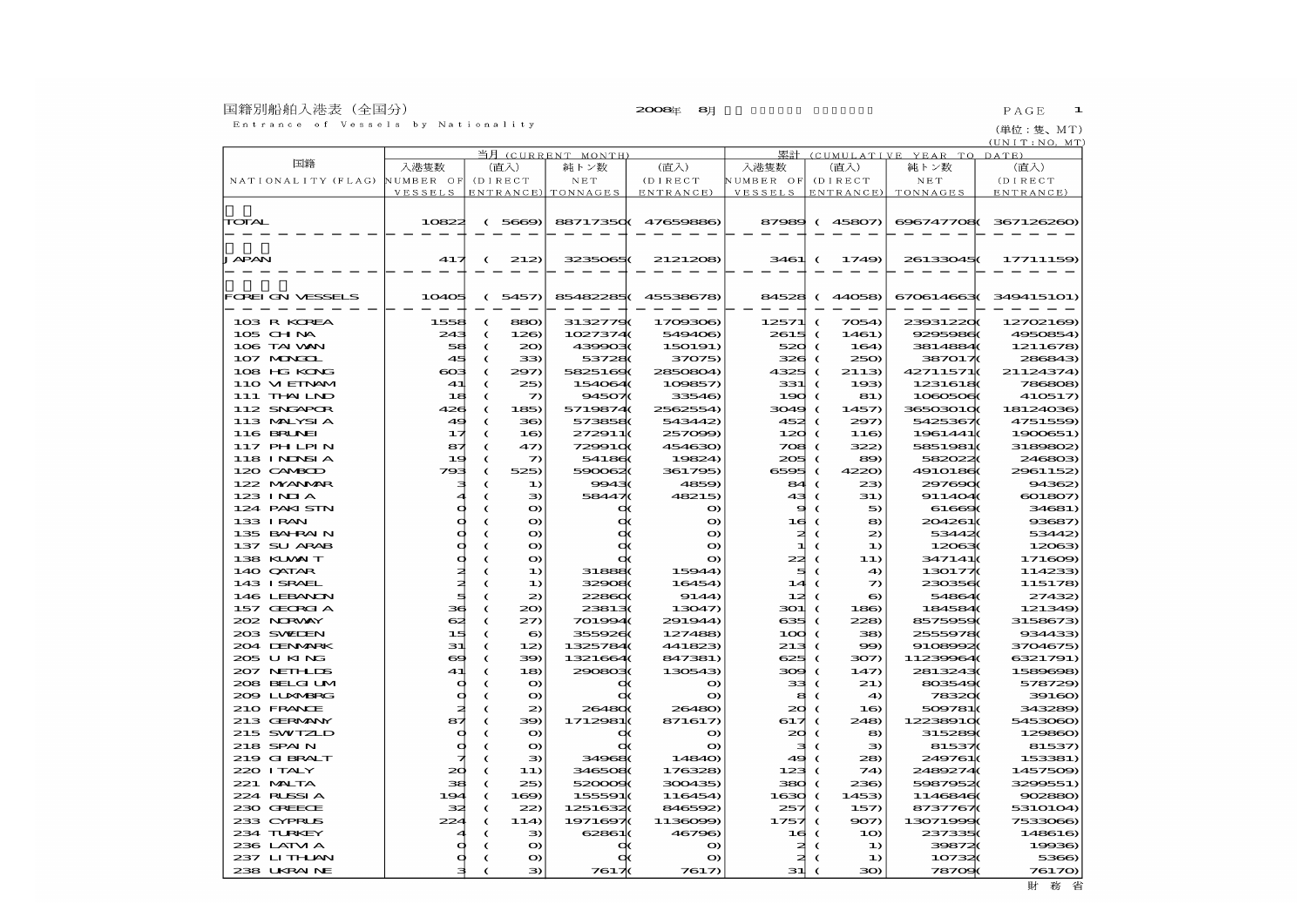# 国籍別船舶入港表（全国分）

Entrance of Vessels by Nationality

2008年　8月

(単位：隻、ＭＴ)
(UNIT:NO, MT)

| 国籍 NATIONALITY (FLAG) | 当月 (CURRENT MONTH) 入港隻数 NUMBER OF VESSELS | (直入) (DIRECT ENTRANCE) | 純トン数 NET TONNAGES | (直入) (DIRECT ENTRANCE) | 累計 (CUMULATIVE YEAR TO DATE) 入港隻数 NUMBER OF VESSELS | (直入) (DIRECT ENTRANCE) | 純トン数 NET TONNAGES | (直入) (DIRECT ENTRANCE) |
|---|---|---|---|---|---|---|---|---|
| 合計 TOTAL | 10822 | ( 5669) | 88717350 | ( 47659886) | 87989 | ( 45807) | 696747708 | ( 367126260) |
| 日本 JAPAN | 417 | ( 212) | 3235065 | ( 2121208) | 3461 | ( 1749) | 26133045 | ( 17711159) |
| 外国船 FOREIGN VESSELS | 10405 | ( 5457) | 85482285 | ( 45538678) | 84528 | ( 44058) | 670614663 | ( 349415101) |
| 103 R KOREA | 1558 | ( 880) | 3132779 | ( 1709306) | 12571 | ( 7054) | 23931220 | ( 12702169) |
| 105 CHINA | 243 | ( 126) | 1027374 | ( 549406) | 2615 | ( 1461) | 9295986 | ( 4950854) |
| 106 TAIWAN | 58 | ( 20) | 439903 | ( 150191) | 520 | ( 164) | 3814884 | ( 1211678) |
| 107 MONGOL | 45 | ( 33) | 53728 | ( 37075) | 326 | ( 250) | 387017 | ( 286843) |
| 108 HG KONG | 603 | ( 297) | 5825169 | ( 2850804) | 4325 | ( 2113) | 42711571 | ( 21124374) |
| 110 VIETNAM | 41 | ( 25) | 154064 | ( 109857) | 331 | ( 193) | 1231618 | ( 786808) |
| 111 THAILND | 18 | ( 7) | 94507 | ( 33546) | 190 | ( 81) | 1060506 | ( 410517) |
| 112 SNGAPOR | 426 | ( 185) | 5719874 | ( 2562554) | 3049 | ( 1457) | 36503010 | ( 18124036) |
| 113 MALYSIA | 49 | ( 36) | 573858 | ( 543442) | 452 | ( 297) | 5425367 | ( 4751559) |
| 116 BRUNEI | 17 | ( 16) | 272911 | ( 257099) | 120 | ( 116) | 1961441 | ( 1900651) |
| 117 PHILPIN | 87 | ( 47) | 729910 | ( 454630) | 708 | ( 322) | 5851981 | ( 3189802) |
| 118 INDNSIA | 19 | ( 7) | 54186 | ( 19824) | 205 | ( 89) | 582022 | ( 246803) |
| 120 CAMBOD | 793 | ( 525) | 590062 | ( 361795) | 6595 | ( 4220) | 4910186 | ( 2961152) |
| 122 MYANMAR | 3 | ( 1) | 9943 | ( 4859) | 84 | ( 23) | 297690 | ( 94362) |
| 123 INDIA | 4 | ( 3) | 58447 | ( 48215) | 43 | ( 31) | 911404 | ( 601807) |
| 124 PAKISTN | 0 | ( 0) | 0 | ( 0) | 9 | ( 5) | 61669 | ( 34681) |
| 133 IRAN | 0 | ( 0) | 0 | ( 0) | 16 | ( 8) | 204261 | ( 93687) |
| 135 BAHRAIN | 0 | ( 0) | 0 | ( 0) | 2 | ( 2) | 53442 | ( 53442) |
| 137 SU ARAB | 0 | ( 0) | 0 | ( 0) | 1 | ( 1) | 12063 | ( 12063) |
| 138 KUWAIT | 0 | ( 0) | 0 | ( 0) | 22 | ( 11) | 347141 | ( 171609) |
| 140 QATAR | 2 | ( 1) | 31888 | ( 15944) | 5 | ( 4) | 130177 | ( 114233) |
| 143 ISRAEL | 2 | ( 1) | 32908 | ( 16454) | 14 | ( 7) | 230356 | ( 115178) |
| 146 LEBANON | 5 | ( 2) | 22860 | ( 9144) | 12 | ( 6) | 54864 | ( 27432) |
| 157 GEORGIA | 36 | ( 20) | 23813 | ( 13047) | 301 | ( 186) | 184584 | ( 121349) |
| 202 NORWAY | 62 | ( 27) | 701994 | ( 291944) | 635 | ( 228) | 8575959 | ( 3158673) |
| 203 SWEDEN | 15 | ( 6) | 355926 | ( 127488) | 100 | ( 38) | 2555978 | ( 934433) |
| 204 DENMARK | 31 | ( 12) | 1325784 | ( 441823) | 213 | ( 99) | 9108992 | ( 3704675) |
| 205 U KING | 69 | ( 39) | 1321664 | ( 847381) | 625 | ( 307) | 11239964 | ( 6321791) |
| 207 NETHLDS | 41 | ( 18) | 290803 | ( 130543) | 309 | ( 147) | 2813243 | ( 1589698) |
| 208 BELGIUM | 0 | ( 0) | 0 | ( 0) | 33 | ( 21) | 803549 | ( 578729) |
| 209 LUXMBRG | 0 | ( 0) | 0 | ( 0) | 8 | ( 4) | 78320 | ( 39160) |
| 210 FRANCE | 2 | ( 2) | 26480 | ( 26480) | 20 | ( 16) | 509781 | ( 343289) |
| 213 GERMANY | 87 | ( 39) | 1712981 | ( 871617) | 617 | ( 248) | 12238910 | ( 5453060) |
| 215 SWITZLD | 0 | ( 0) | 0 | ( 0) | 20 | ( 8) | 315289 | ( 129860) |
| 218 SPAIN | 0 | ( 0) | 0 | ( 0) | 3 | ( 3) | 81537 | ( 81537) |
| 219 GIBRALT | 7 | ( 3) | 34968 | ( 14840) | 49 | ( 28) | 249761 | ( 153381) |
| 220 ITALY | 20 | ( 11) | 346508 | ( 176328) | 123 | ( 74) | 2489274 | ( 1457509) |
| 221 MALTA | 38 | ( 25) | 520009 | ( 300435) | 380 | ( 236) | 5987952 | ( 3299551) |
| 224 RUSSIA | 194 | ( 169) | 155591 | ( 116454) | 1630 | ( 1453) | 1146846 | ( 902880) |
| 230 GREECE | 32 | ( 22) | 1251632 | ( 846592) | 257 | ( 157) | 8737767 | ( 5310104) |
| 233 CYPRUS | 224 | ( 114) | 1971697 | ( 1136099) | 1757 | ( 907) | 13071999 | ( 7533066) |
| 234 TURKEY | 4 | ( 3) | 62861 | ( 46796) | 16 | ( 10) | 237335 | ( 148616) |
| 236 LATVIA | 0 | ( 0) | 0 | ( 0) | 2 | ( 1) | 39872 | ( 19936) |
| 237 LITHUAN | 0 | ( 0) | 0 | ( 0) | 2 | ( 1) | 10732 | ( 5366) |
| 238 UKRAINE | 3 | ( 3) | 7617 | ( 7617) | 31 | ( 30) | 78709 | ( 76170) |

財務省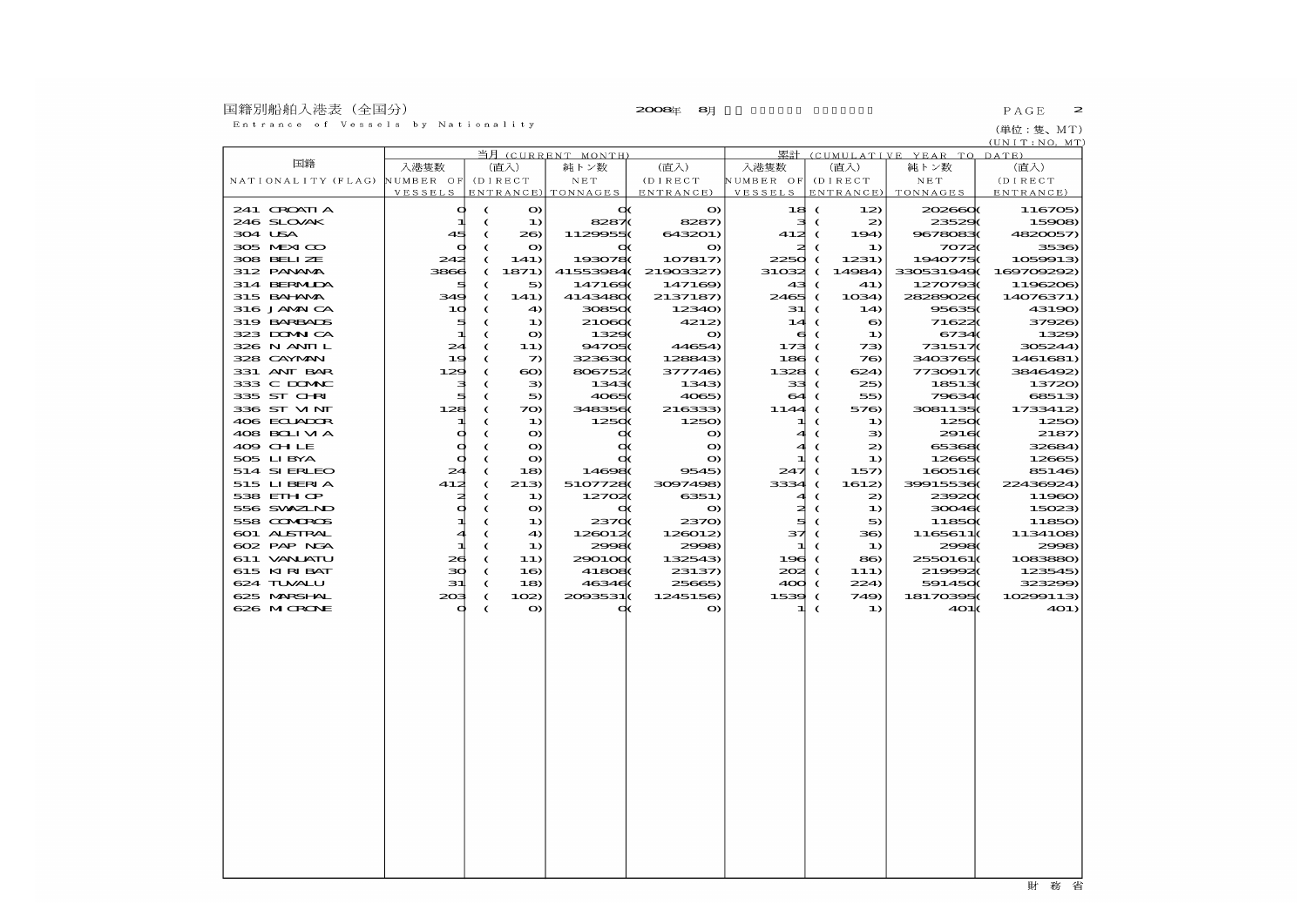国籍別船舶入港表（全国分）
Entrance of Vessels by Nationality

2008年 8月

(単位：隻、MT)
(UNIT:NO, MT)

| 国籍 NATIONALITY (FLAG) | 当月 (CURRENT MONTH) 入港隻数 NUMBER OF VESSELS | (直入) (DIRECT ENTRANCE) | 純トン数 NET TONNAGES | (直入) (DIRECT ENTRANCE) | 累計 (CUMULATIVE YEAR TO DATE) 入港隻数 NUMBER OF VESSELS | (直入) (DIRECT ENTRANCE) | 純トン数 NET TONNAGES | (直入) (DIRECT ENTRANCE) |
|---|---|---|---|---|---|---|---|---|
| 241 CROATIA | 0 | ( 0) | 0 | ( 0) | 18 | ( 12) | 202660 | ( 116705) |
| 246 SLOVAK | 1 | ( 1) | 8287 | ( 8287) | 3 | ( 2) | 23529 | ( 15908) |
| 304 USA | 45 | ( 26) | 1129955 | ( 643201) | 412 | ( 194) | 9678083 | ( 4820057) |
| 305 MEXICO | 0 | ( 0) | 0 | ( 0) | 2 | ( 1) | 7072 | ( 3536) |
| 308 BELIZE | 242 | ( 141) | 193078 | ( 107817) | 2250 | ( 1231) | 1940775 | ( 1059913) |
| 312 PANAMA | 3866 | ( 1871) | 41553984 | ( 21903327) | 31032 | ( 14984) | 330531949 | ( 169709292) |
| 314 BERMUDA | 5 | ( 5) | 147169 | ( 147169) | 43 | ( 41) | 1270793 | ( 1196206) |
| 315 BAHAMA | 349 | ( 141) | 4143480 | ( 2137187) | 2465 | ( 1034) | 28289026 | ( 14076371) |
| 316 JAMAICA | 10 | ( 4) | 30850 | ( 12340) | 31 | ( 14) | 95635 | ( 43190) |
| 319 BARBADS | 5 | ( 1) | 21060 | ( 4212) | 14 | ( 6) | 71622 | ( 37926) |
| 323 DOMNICA | 1 | ( 0) | 1329 | ( 0) | 6 | ( 1) | 6734 | ( 1329) |
| 326 N ANTIL | 24 | ( 11) | 94705 | ( 44654) | 173 | ( 73) | 731517 | ( 305244) |
| 328 CAYMAN | 19 | ( 7) | 323630 | ( 128843) | 186 | ( 76) | 3403765 | ( 1461681) |
| 331 ANT BAR | 129 | ( 60) | 806752 | ( 377746) | 1328 | ( 624) | 7730917 | ( 3846492) |
| 333 C DOMNC | 3 | ( 3) | 1343 | ( 1343) | 33 | ( 25) | 18513 | ( 13720) |
| 335 ST CHRI | 5 | ( 5) | 4065 | ( 4065) | 64 | ( 55) | 79634 | ( 68513) |
| 336 ST VINT | 128 | ( 70) | 348356 | ( 216333) | 1144 | ( 576) | 3081135 | ( 1733412) |
| 406 ECUADOR | 1 | ( 1) | 1250 | ( 1250) | 1 | ( 1) | 1250 | ( 1250) |
| 408 BOLIVIA | 0 | ( 0) | 0 | ( 0) | 4 | ( 3) | 2916 | ( 2187) |
| 409 CHILE | 0 | ( 0) | 0 | ( 0) | 4 | ( 2) | 65368 | ( 32684) |
| 505 LIBYA | 0 | ( 0) | 0 | ( 0) | 1 | ( 1) | 12665 | ( 12665) |
| 514 SIERLEO | 24 | ( 18) | 14698 | ( 9545) | 247 | ( 157) | 160516 | ( 85146) |
| 515 LIBERIA | 412 | ( 213) | 5107728 | ( 3097498) | 3334 | ( 1612) | 39915536 | ( 22436924) |
| 538 ETHIOP | 2 | ( 1) | 12702 | ( 6351) | 4 | ( 2) | 23920 | ( 11960) |
| 556 SWAZLND | 0 | ( 0) | 0 | ( 0) | 2 | ( 1) | 30046 | ( 15023) |
| 558 COMOROS | 1 | ( 1) | 2370 | ( 2370) | 5 | ( 5) | 11850 | ( 11850) |
| 601 AUSTRAL | 4 | ( 4) | 126012 | ( 126012) | 37 | ( 36) | 1165611 | ( 1134108) |
| 602 PAP NGA | 1 | ( 1) | 2998 | ( 2998) | 1 | ( 1) | 2998 | ( 2998) |
| 611 VANUATU | 26 | ( 11) | 290100 | ( 132543) | 196 | ( 86) | 2550161 | ( 1083880) |
| 615 KIRIBAT | 30 | ( 16) | 41808 | ( 23137) | 202 | ( 111) | 219992 | ( 123545) |
| 624 TUVALU | 31 | ( 18) | 46346 | ( 25665) | 400 | ( 224) | 591450 | ( 323299) |
| 625 MARSHAL | 203 | ( 102) | 2093531 | ( 1245156) | 1539 | ( 749) | 18170395 | ( 10299113) |
| 626 MICRONE | 0 | ( 0) | 0 | ( 0) | 1 | ( 1) | 401 | ( 401) |

財務省